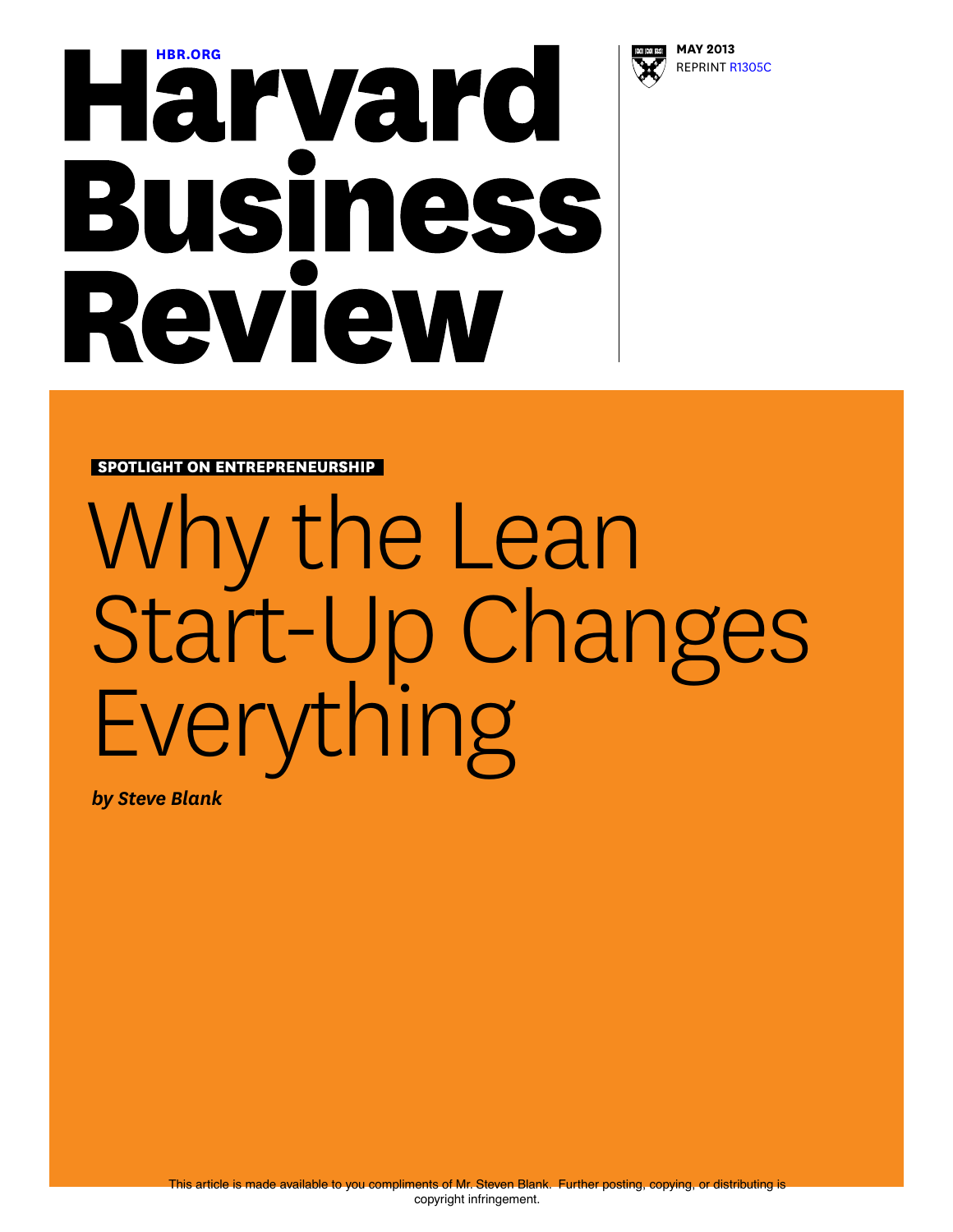HBR.ORG

# Harvard Business Review

**MAY 2013**
REPRINT R1305C

**SPOTLIGHT ON ENTREPRENEURSHIP**

# Why the Lean Start-Up Changes Everything

***by Steve Blank***

This article is made available to you compliments of Mr. Steven Blank. Further posting, copying, or distributing is copyright infringement.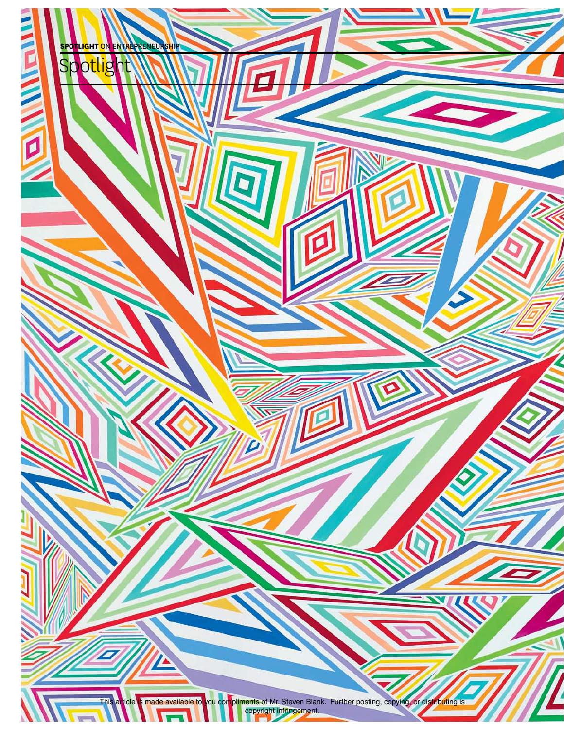**SPOTLIGHT** ON ENTREPRENEURSHIP

# Spotlight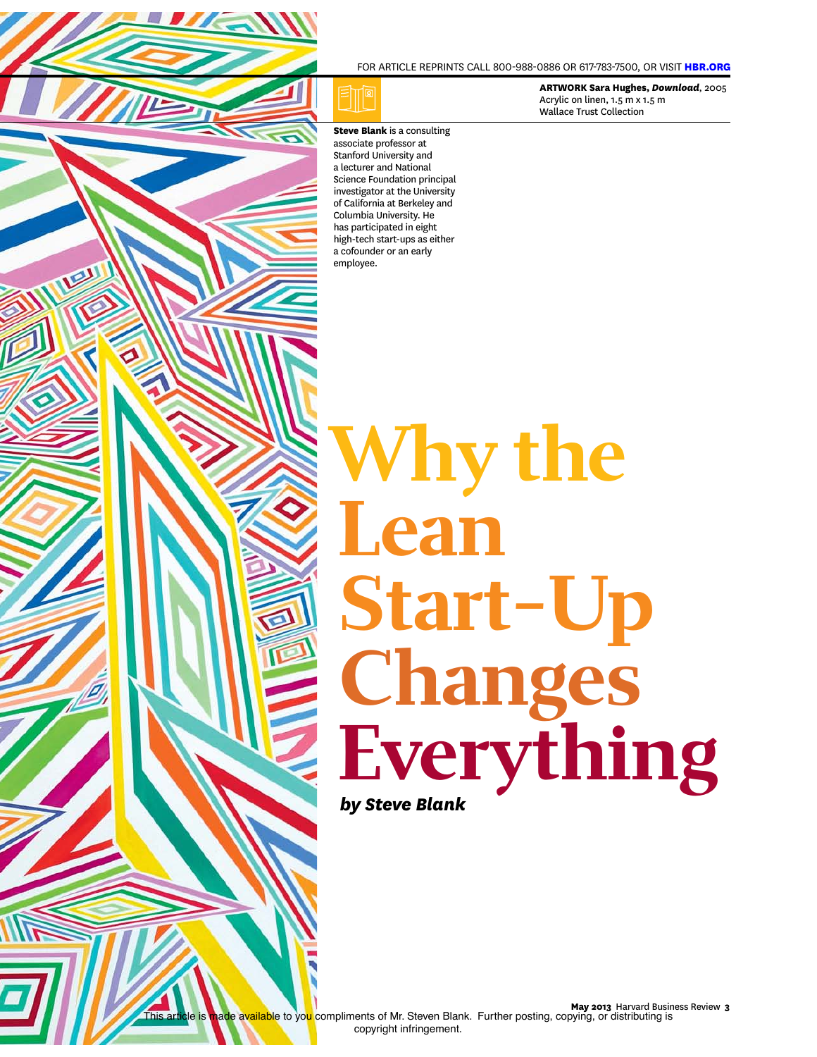ARTWORK Sara Hughes, *Download*, 2005
Acrylic on linen, 1.5 m x 1.5 m
Wallace Trust Collection

**Steve Blank** is a consulting associate professor at Stanford University and a lecturer and National Science Foundation principal investigator at the University of California at Berkeley and Columbia University. He has participated in eight high-tech start-ups as either a cofounder or an early employee.

# Why the Lean Start-Up Changes Everything

***by Steve Blank***

This article is made available to you compliments of Mr. Steven Blank. Further posting, copying, or distributing is copyright infringement.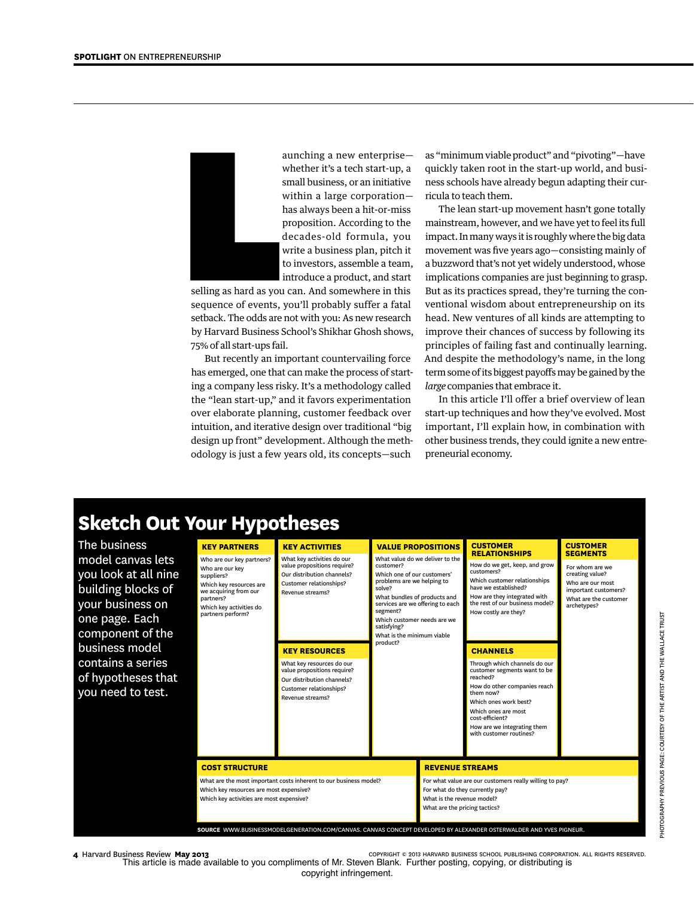Launching a new enterprise—whether it's a tech start-up, a small business, or an initiative within a large corporation—has always been a hit-or-miss proposition. According to the decades-old formula, you write a business plan, pitch it to investors, assemble a team, introduce a product, and start selling as hard as you can. And somewhere in this sequence of events, you'll probably suffer a fatal setback. The odds are not with you: As new research by Harvard Business School's Shikhar Ghosh shows, 75% of all start-ups fail.

But recently an important countervailing force has emerged, one that can make the process of starting a company less risky. It's a methodology called the "lean start-up," and it favors experimentation over elaborate planning, customer feedback over intuition, and iterative design over traditional "big design up front" development. Although the methodology is just a few years old, its concepts—such as "minimum viable product" and "pivoting"—have quickly taken root in the start-up world, and business schools have already begun adapting their curricula to teach them.

The lean start-up movement hasn't gone totally mainstream, however, and we have yet to feel its full impact. In many ways it is roughly where the big data movement was five years ago—consisting mainly of a buzzword that's not yet widely understood, whose implications companies are just beginning to grasp. But as its practices spread, they're turning the conventional wisdom about entrepreneurship on its head. New ventures of all kinds are attempting to improve their chances of success by following its principles of failing fast and continually learning. And despite the methodology's name, in the long term some of its biggest payoffs may be gained by the *large* companies that embrace it.

In this article I'll offer a brief overview of lean start-up techniques and how they've evolved. Most important, I'll explain how, in combination with other business trends, they could ignite a new entrepreneurial economy.

## Sketch Out Your Hypotheses

The business model canvas lets you look at all nine building blocks of your business on one page. Each component of the business model contains a series of hypotheses that you need to test.

**KEY PARTNERS**

- Who are our key partners?
- Who are our key suppliers?
- Which key resources are we acquiring from our partners?
- Which key activities do partners perform?

**KEY ACTIVITIES**

- What key activities do our value propositions require?
- Our distribution channels?
- Customer relationships?
- Revenue streams?

**KEY RESOURCES**

- What key resources do our value propositions require?
- Our distribution channels?
- Customer relationships?
- Revenue streams?

**VALUE PROPOSITIONS**

- What value do we deliver to the customer?
- Which one of our customers' problems are we helping to solve?
- What bundles of products and services are we offering to each segment?
- Which customer needs are we satisfying?
- What is the minimum viable product?

**CUSTOMER RELATIONSHIPS**

- How do we get, keep, and grow customers?
- Which customer relationships have we established?
- How are they integrated with the rest of our business model?
- How costly are they?

**CHANNELS**

- Through which channels do our customer segments want to be reached?
- How do other companies reach them now?
- Which ones work best?
- Which ones are most cost-efficient?
- How are we integrating them with customer routines?

**CUSTOMER SEGMENTS**

- For whom are we creating value?
- Who are our most important customers?
- What are the customer archetypes?

**COST STRUCTURE**

- What are the most important costs inherent to our business model?
- Which key resources are most expensive?
- Which key activities are most expensive?

**REVENUE STREAMS**

- For what value are our customers really willing to pay?
- For what do they currently pay?
- What is the revenue model?
- What are the pricing tactics?

**SOURCE** WWW.BUSINESSMODELGENERATION.COM/CANVAS. CANVAS CONCEPT DEVELOPED BY ALEXANDER OSTERWALDER AND YVES PIGNEUR.

PHOTOGRAPHY PREVIOUS PAGE: COURTESY OF THE ARTIST AND THE WALLACE TRUST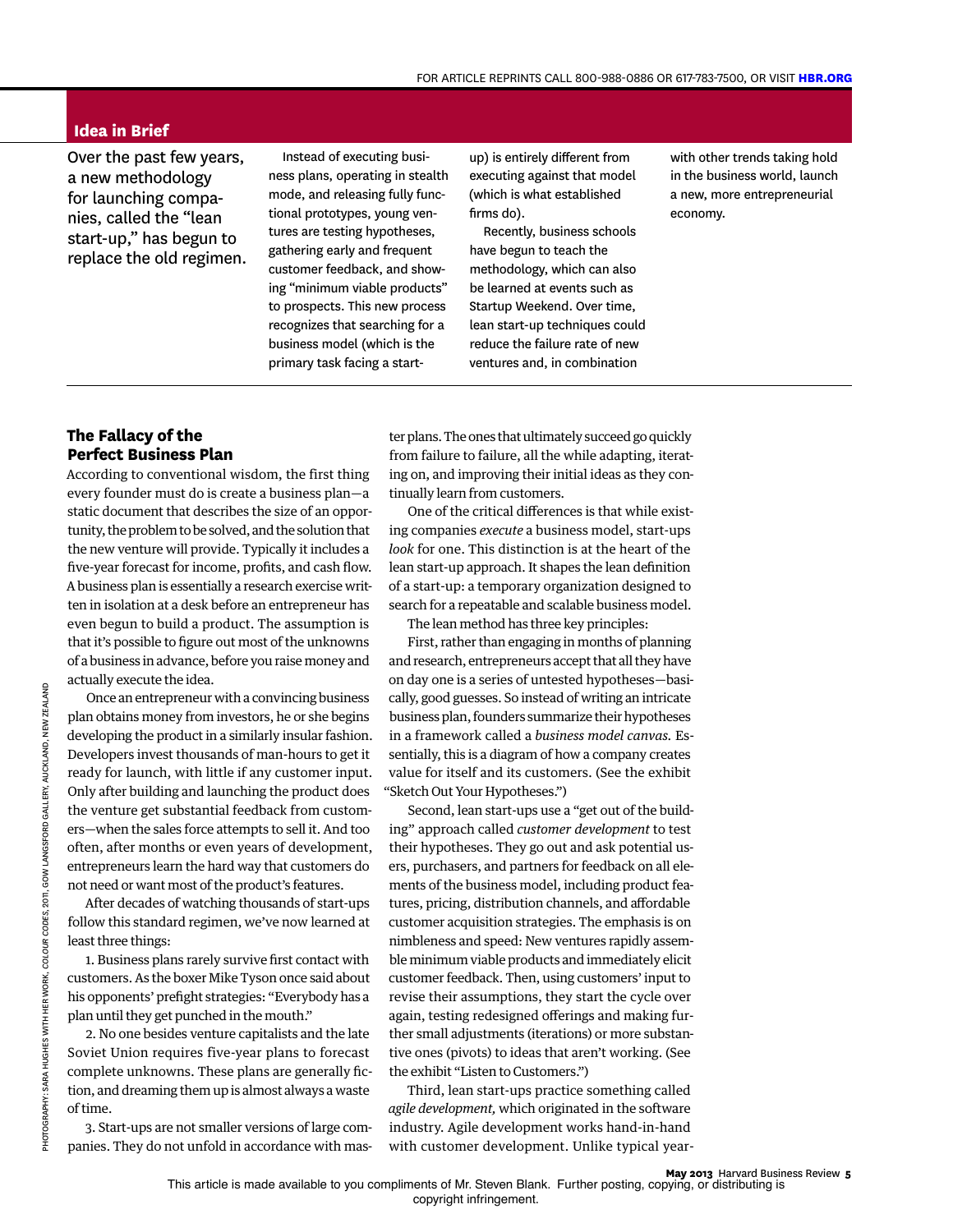## Idea in Brief

Over the past few years, a new methodology for launching companies, called the "lean start-up," has begun to replace the old regimen.

Instead of executing business plans, operating in stealth mode, and releasing fully functional prototypes, young ventures are testing hypotheses, gathering early and frequent customer feedback, and showing "minimum viable products" to prospects. This new process recognizes that searching for a business model (which is the primary task facing a start-up) is entirely different from executing against that model (which is what established firms do).

Recently, business schools have begun to teach the methodology, which can also be learned at events such as Startup Weekend. Over time, lean start-up techniques could reduce the failure rate of new ventures and, in combination with other trends taking hold in the business world, launch a new, more entrepreneurial economy.

### The Fallacy of the Perfect Business Plan

According to conventional wisdom, the first thing every founder must do is create a business plan—a static document that describes the size of an opportunity, the problem to be solved, and the solution that the new venture will provide. Typically it includes a five-year forecast for income, profits, and cash flow. A business plan is essentially a research exercise written in isolation at a desk before an entrepreneur has even begun to build a product. The assumption is that it's possible to figure out most of the unknowns of a business in advance, before you raise money and actually execute the idea.

Once an entrepreneur with a convincing business plan obtains money from investors, he or she begins developing the product in a similarly insular fashion. Developers invest thousands of man-hours to get it ready for launch, with little if any customer input. Only after building and launching the product does the venture get substantial feedback from customers—when the sales force attempts to sell it. And too often, after months or even years of development, entrepreneurs learn the hard way that customers do not need or want most of the product's features.

After decades of watching thousands of start-ups follow this standard regimen, we've now learned at least three things:

1. Business plans rarely survive first contact with customers. As the boxer Mike Tyson once said about his opponents' prefight strategies: "Everybody has a plan until they get punched in the mouth."

2. No one besides venture capitalists and the late Soviet Union requires five-year plans to forecast complete unknowns. These plans are generally fiction, and dreaming them up is almost always a waste of time.

3. Start-ups are not smaller versions of large companies. They do not unfold in accordance with master plans. The ones that ultimately succeed go quickly from failure to failure, all the while adapting, iterating on, and improving their initial ideas as they continually learn from customers.

One of the critical differences is that while existing companies *execute* a business model, start-ups *look* for one. This distinction is at the heart of the lean start-up approach. It shapes the lean definition of a start-up: a temporary organization designed to search for a repeatable and scalable business model.

The lean method has three key principles:

First, rather than engaging in months of planning and research, entrepreneurs accept that all they have on day one is a series of untested hypotheses—basically, good guesses. So instead of writing an intricate business plan, founders summarize their hypotheses in a framework called a *business model canvas.* Essentially, this is a diagram of how a company creates value for itself and its customers. (See the exhibit "Sketch Out Your Hypotheses.")

Second, lean start-ups use a "get out of the building" approach called *customer development* to test their hypotheses. They go out and ask potential users, purchasers, and partners for feedback on all elements of the business model, including product features, pricing, distribution channels, and affordable customer acquisition strategies. The emphasis is on nimbleness and speed: New ventures rapidly assemble minimum viable products and immediately elicit customer feedback. Then, using customers' input to revise their assumptions, they start the cycle over again, testing redesigned offerings and making further small adjustments (iterations) or more substantive ones (pivots) to ideas that aren't working. (See the exhibit "Listen to Customers.")

Third, lean start-ups practice something called *agile development,* which originated in the software industry. Agile development works hand-in-hand with customer development. Unlike typical year-

PHOTOGRAPHY: SARA HUGHES WITH HER WORK, *COLOUR CODES*, 2011, GOW LANGSFORD GALLERY, AUCKLAND, NEW ZEALAND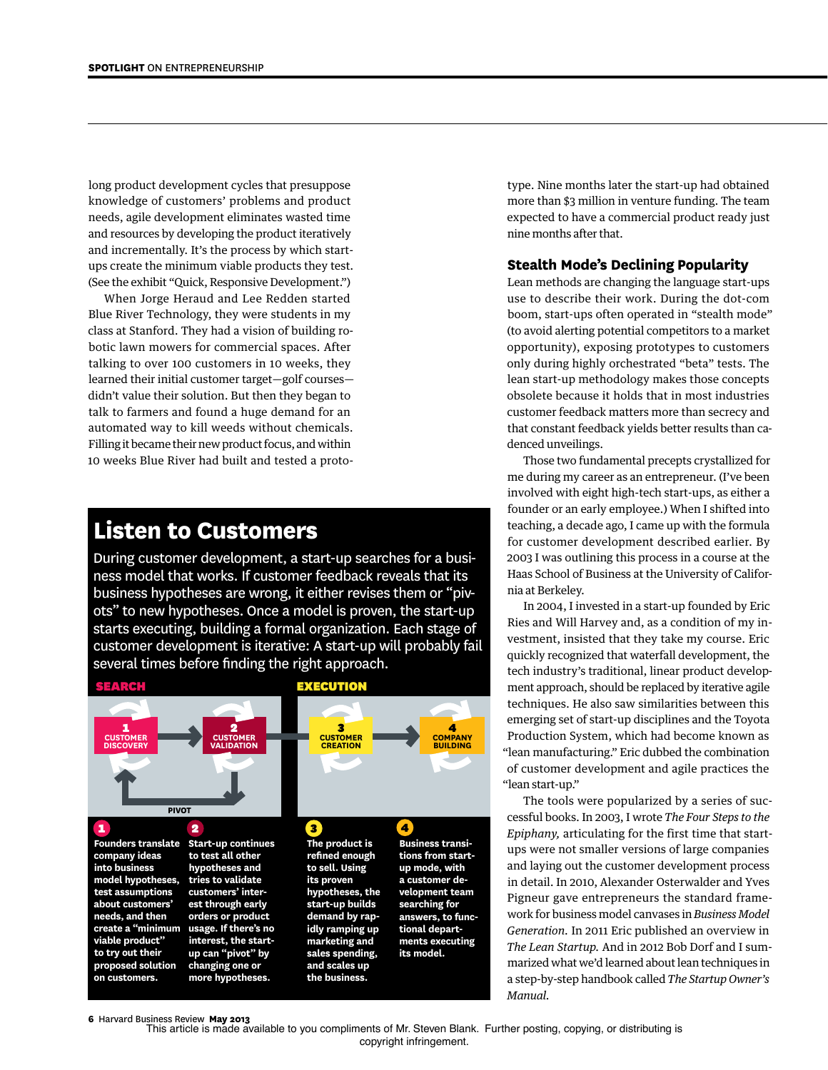long product development cycles that presuppose knowledge of customers' problems and product needs, agile development eliminates wasted time and resources by developing the product iteratively and incrementally. It's the process by which start-ups create the minimum viable products they test. (See the exhibit "Quick, Responsive Development.")

When Jorge Heraud and Lee Redden started Blue River Technology, they were students in my class at Stanford. They had a vision of building robotic lawn mowers for commercial spaces. After talking to over 100 customers in 10 weeks, they learned their initial customer target—golf courses—didn't value their solution. But then they began to talk to farmers and found a huge demand for an automated way to kill weeds without chemicals. Filling it became their new product focus, and within 10 weeks Blue River had built and tested a prototype. Nine months later the start-up had obtained more than $3 million in venture funding. The team expected to have a commercial product ready just nine months after that.

## Listen to Customers

During customer development, a start-up searches for a business model that works. If customer feedback reveals that its business hypotheses are wrong, it either revises them or "pivots" to new hypotheses. Once a model is proven, the start-up starts executing, building a formal organization. Each stage of customer development is iterative: A start-up will probably fail several times before finding the right approach.

SEARCH

EXECUTION

1 CUSTOMER DISCOVERY

2 CUSTOMER VALIDATION

3 CUSTOMER CREATION

4 COMPANY BUILDING

PIVOT

**1** Founders translate company ideas into business model hypotheses, test assumptions about customers' needs, and then create a "minimum viable product" to try out their proposed solution on customers.

**2** Start-up continues to test all other hypotheses and tries to validate customers' interest through early orders or product usage. If there's no interest, the start-up can "pivot" by changing one or more hypotheses.

**3** The product is refined enough to sell. Using its proven hypotheses, the start-up builds demand by rapidly ramping up marketing and sales spending, and scales up the business.

**4** Business transitions from start-up mode, with a customer development team searching for answers, to functional departments executing its model.

### Stealth Mode's Declining Popularity

Lean methods are changing the language start-ups use to describe their work. During the dot-com boom, start-ups often operated in "stealth mode" (to avoid alerting potential competitors to a market opportunity), exposing prototypes to customers only during highly orchestrated "beta" tests. The lean start-up methodology makes those concepts obsolete because it holds that in most industries customer feedback matters more than secrecy and that constant feedback yields better results than cadenced unveilings.

Those two fundamental precepts crystallized for me during my career as an entrepreneur. (I've been involved with eight high-tech start-ups, as either a founder or an early employee.) When I shifted into teaching, a decade ago, I came up with the formula for customer development described earlier. By 2003 I was outlining this process in a course at the Haas School of Business at the University of California at Berkeley.

In 2004, I invested in a start-up founded by Eric Ries and Will Harvey and, as a condition of my investment, insisted that they take my course. Eric quickly recognized that waterfall development, the tech industry's traditional, linear product development approach, should be replaced by iterative agile techniques. He also saw similarities between this emerging set of start-up disciplines and the Toyota Production System, which had become known as "lean manufacturing." Eric dubbed the combination of customer development and agile practices the "lean start-up."

The tools were popularized by a series of successful books. In 2003, I wrote *The Four Steps to the Epiphany,* articulating for the first time that start-ups were not smaller versions of large companies and laying out the customer development process in detail. In 2010, Alexander Osterwalder and Yves Pigneur gave entrepreneurs the standard framework for business model canvases in *Business Model Generation.* In 2011 Eric published an overview in *The Lean Startup.* And in 2012 Bob Dorf and I summarized what we'd learned about lean techniques in a step-by-step handbook called *The Startup Owner's Manual.*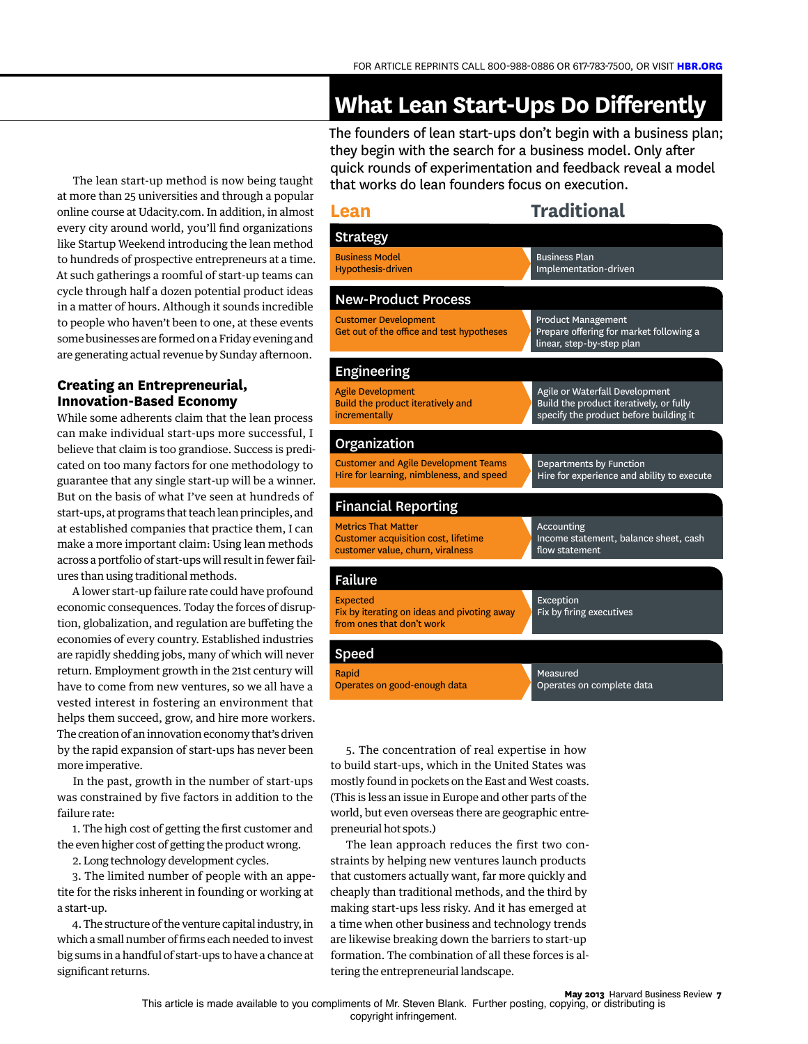The lean start-up method is now being taught at more than 25 universities and through a popular online course at Udacity.com. In addition, in almost every city around world, you'll find organizations like Startup Weekend introducing the lean method to hundreds of prospective entrepreneurs at a time. At such gatherings a roomful of start-up teams can cycle through half a dozen potential product ideas in a matter of hours. Although it sounds incredible to people who haven't been to one, at these events some businesses are formed on a Friday evening and are generating actual revenue by Sunday afternoon.

### Creating an Entrepreneurial, Innovation-Based Economy

While some adherents claim that the lean process can make individual start-ups more successful, I believe that claim is too grandiose. Success is predicated on too many factors for one methodology to guarantee that any single start-up will be a winner. But on the basis of what I've seen at hundreds of start-ups, at programs that teach lean principles, and at established companies that practice them, I can make a more important claim: Using lean methods across a portfolio of start-ups will result in fewer failures than using traditional methods.

A lower start-up failure rate could have profound economic consequences. Today the forces of disruption, globalization, and regulation are buffeting the economies of every country. Established industries are rapidly shedding jobs, many of which will never return. Employment growth in the 21st century will have to come from new ventures, so we all have a vested interest in fostering an environment that helps them succeed, grow, and hire more workers. The creation of an innovation economy that's driven by the rapid expansion of start-ups has never been more imperative.

In the past, growth in the number of start-ups was constrained by five factors in addition to the failure rate:

1. The high cost of getting the first customer and the even higher cost of getting the product wrong.
2. Long technology development cycles.
3. The limited number of people with an appetite for the risks inherent in founding or working at a start-up.
4. The structure of the venture capital industry, in which a small number of firms each needed to invest big sums in a handful of start-ups to have a chance at significant returns.
5. The concentration of real expertise in how to build start-ups, which in the United States was mostly found in pockets on the East and West coasts. (This is less an issue in Europe and other parts of the world, but even overseas there are geographic entrepreneurial hot spots.)

The lean approach reduces the first two constraints by helping new ventures launch products that customers actually want, far more quickly and cheaply than traditional methods, and the third by making start-ups less risky. And it has emerged at a time when other business and technology trends are likewise breaking down the barriers to start-up formation. The combination of all these forces is altering the entrepreneurial landscape.

## What Lean Start-Ups Do Differently

The founders of lean start-ups don't begin with a business plan; they begin with the search for a business model. Only after quick rounds of experimentation and feedback reveal a model that works do lean founders focus on execution.

| | Lean | Traditional |
|---|---|---|
| **Strategy** | Business Model<br>Hypothesis-driven | Business Plan<br>Implementation-driven |
| **New-Product Process** | Customer Development<br>Get out of the office and test hypotheses | Product Management<br>Prepare offering for market following a linear, step-by-step plan |
| **Engineering** | Agile Development<br>Build the product iteratively and incrementally | Agile or Waterfall Development<br>Build the product iteratively, or fully specify the product before building it |
| **Organization** | Customer and Agile Development Teams<br>Hire for learning, nimbleness, and speed | Departments by Function<br>Hire for experience and ability to execute |
| **Financial Reporting** | Metrics That Matter<br>Customer acquisition cost, lifetime customer value, churn, viralness | Accounting<br>Income statement, balance sheet, cash flow statement |
| **Failure** | Expected<br>Fix by iterating on ideas and pivoting away from ones that don't work | Exception<br>Fix by firing executives |
| **Speed** | Rapid<br>Operates on good-enough data | Measured<br>Operates on complete data |

This article is made available to you compliments of Mr. Steven Blank. Further posting, copying, or distributing is copyright infringement.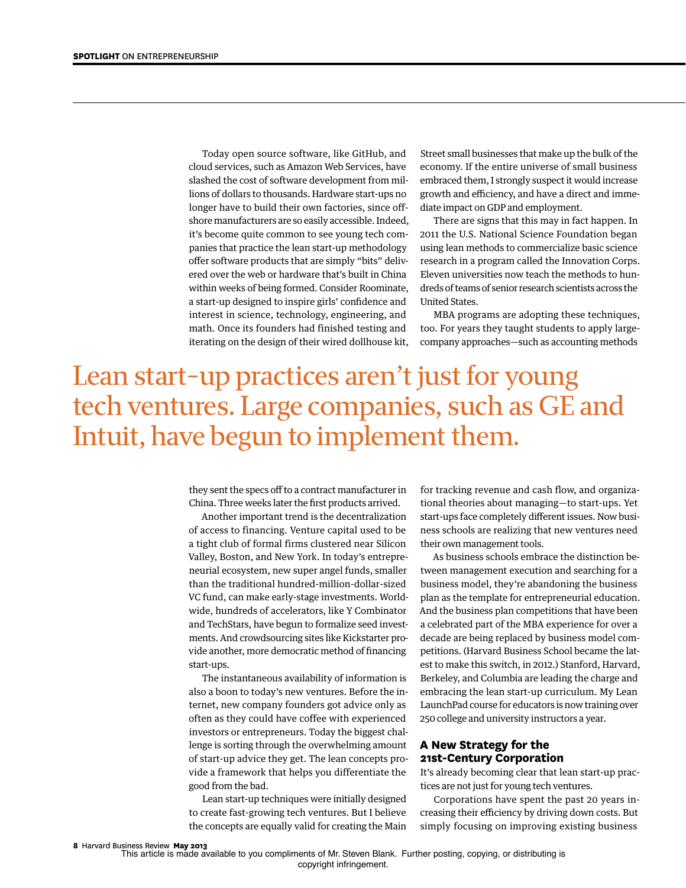Today open source software, like GitHub, and cloud services, such as Amazon Web Services, have slashed the cost of software development from millions of dollars to thousands. Hardware start-ups no longer have to build their own factories, since offshore manufacturers are so easily accessible. Indeed, it's become quite common to see young tech companies that practice the lean start-up methodology offer software products that are simply "bits" delivered over the web or hardware that's built in China within weeks of being formed. Consider Roominate, a start-up designed to inspire girls' confidence and interest in science, technology, engineering, and math. Once its founders had finished testing and iterating on the design of their wired dollhouse kit, they sent the specs off to a contract manufacturer in China. Three weeks later the first products arrived.

Another important trend is the decentralization of access to financing. Venture capital used to be a tight club of formal firms clustered near Silicon Valley, Boston, and New York. In today's entrepreneurial ecosystem, new super angel funds, smaller than the traditional hundred-million-dollar-sized VC fund, can make early-stage investments. Worldwide, hundreds of accelerators, like Y Combinator and TechStars, have begun to formalize seed investments. And crowdsourcing sites like Kickstarter provide another, more democratic method of financing start-ups.

The instantaneous availability of information is also a boon to today's new ventures. Before the internet, new company founders got advice only as often as they could have coffee with experienced investors or entrepreneurs. Today the biggest challenge is sorting through the overwhelming amount of start-up advice they get. The lean concepts provide a framework that helps you differentiate the good from the bad.

Lean start-up techniques were initially designed to create fast-growing tech ventures. But I believe the concepts are equally valid for creating the Main Street small businesses that make up the bulk of the economy. If the entire universe of small business embraced them, I strongly suspect it would increase growth and efficiency, and have a direct and immediate impact on GDP and employment.

There are signs that this may in fact happen. In 2011 the U.S. National Science Foundation began using lean methods to commercialize basic science research in a program called the Innovation Corps. Eleven universities now teach the methods to hundreds of teams of senior research scientists across the United States.

MBA programs are adopting these techniques, too. For years they taught students to apply large-company approaches—such as accounting methods for tracking revenue and cash flow, and organizational theories about managing—to start-ups. Yet start-ups face completely different issues. Now business schools are realizing that new ventures need their own management tools.

As business schools embrace the distinction between management execution and searching for a business model, they're abandoning the business plan as the template for entrepreneurial education. And the business plan competitions that have been a celebrated part of the MBA experience for over a decade are being replaced by business model competitions. (Harvard Business School became the latest to make this switch, in 2012.) Stanford, Harvard, Berkeley, and Columbia are leading the charge and embracing the lean start-up curriculum. My Lean LaunchPad course for educators is now training over 250 college and university instructors a year.

> Lean start-up practices aren't just for young tech ventures. Large companies, such as GE and Intuit, have begun to implement them.

### A New Strategy for the 21st-Century Corporation

It's already becoming clear that lean start-up practices are not just for young tech ventures.

Corporations have spent the past 20 years increasing their efficiency by driving down costs. But simply focusing on improving existing business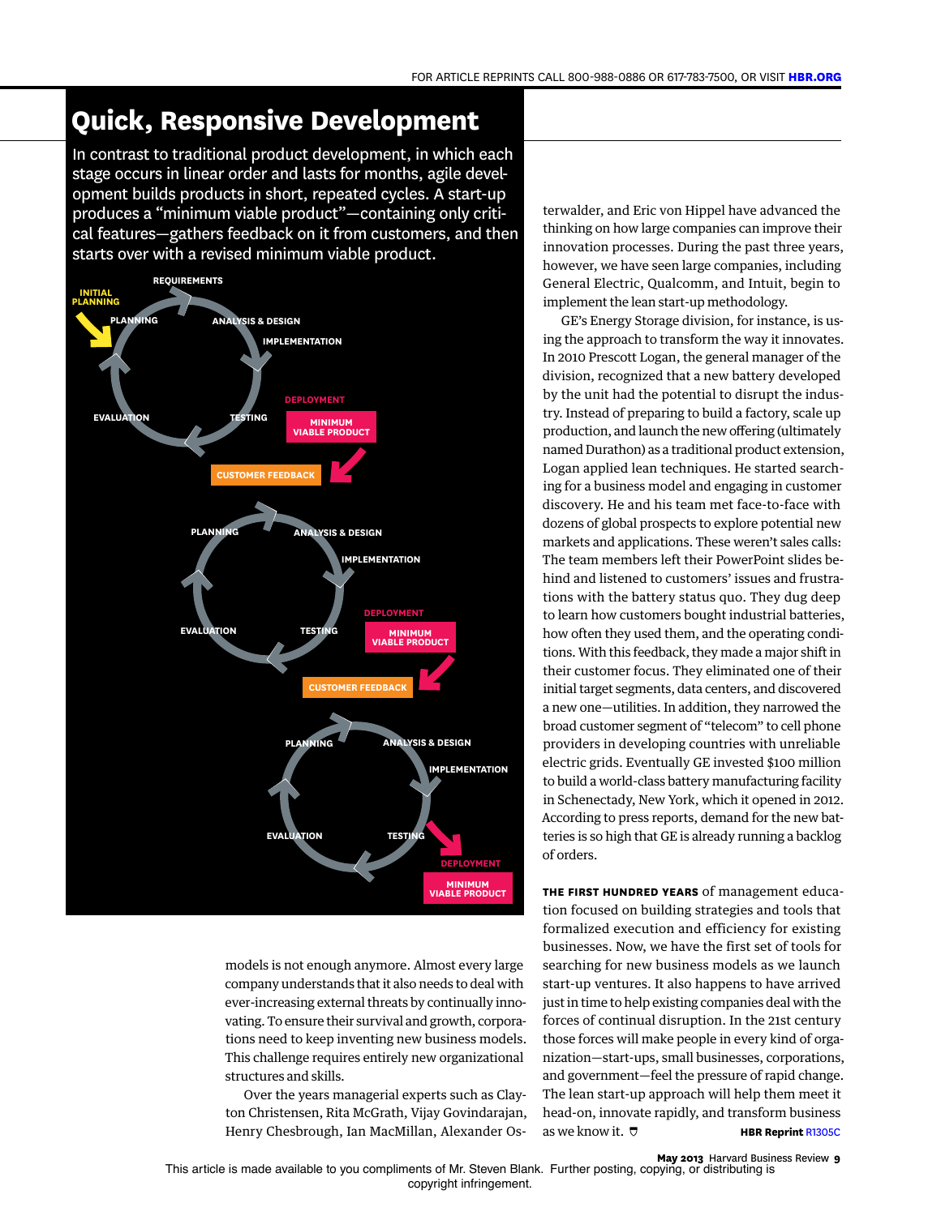## Quick, Responsive Development

In contrast to traditional product development, in which each stage occurs in linear order and lasts for months, agile development builds products in short, repeated cycles. A start-up produces a "minimum viable product"—containing only critical features—gathers feedback on it from customers, and then starts over with a revised minimum viable product.

INITIAL PLANNING
REQUIREMENTS
PLANNING
ANALYSIS & DESIGN
IMPLEMENTATION
DEPLOYMENT
EVALUATION
TESTING
MINIMUM VIABLE PRODUCT
CUSTOMER FEEDBACK
PLANNING
ANALYSIS & DESIGN
IMPLEMENTATION
DEPLOYMENT
EVALUATION
TESTING
MINIMUM VIABLE PRODUCT
CUSTOMER FEEDBACK
PLANNING
ANALYSIS & DESIGN
IMPLEMENTATION
EVALUATION
TESTING
DEPLOYMENT
MINIMUM VIABLE PRODUCT

models is not enough anymore. Almost every large company understands that it also needs to deal with ever-increasing external threats by continually innovating. To ensure their survival and growth, corporations need to keep inventing new business models. This challenge requires entirely new organizational structures and skills.

Over the years managerial experts such as Clayton Christensen, Rita McGrath, Vijay Govindarajan, Henry Chesbrough, Ian MacMillan, Alexander Osterwalder, and Eric von Hippel have advanced the thinking on how large companies can improve their innovation processes. During the past three years, however, we have seen large companies, including General Electric, Qualcomm, and Intuit, begin to implement the lean start-up methodology.

GE's Energy Storage division, for instance, is using the approach to transform the way it innovates. In 2010 Prescott Logan, the general manager of the division, recognized that a new battery developed by the unit had the potential to disrupt the industry. Instead of preparing to build a factory, scale up production, and launch the new offering (ultimately named Durathon) as a traditional product extension, Logan applied lean techniques. He started searching for a business model and engaging in customer discovery. He and his team met face-to-face with dozens of global prospects to explore potential new markets and applications. These weren't sales calls: The team members left their PowerPoint slides behind and listened to customers' issues and frustrations with the battery status quo. They dug deep to learn how customers bought industrial batteries, how often they used them, and the operating conditions. With this feedback, they made a major shift in their customer focus. They eliminated one of their initial target segments, data centers, and discovered a new one—utilities. In addition, they narrowed the broad customer segment of "telecom" to cell phone providers in developing countries with unreliable electric grids. Eventually GE invested $100 million to build a world-class battery manufacturing facility in Schenectady, New York, which it opened in 2012. According to press reports, demand for the new batteries is so high that GE is already running a backlog of orders.

**THE FIRST HUNDRED YEARS** of management education focused on building strategies and tools that formalized execution and efficiency for existing businesses. Now, we have the first set of tools for searching for new business models as we launch start-up ventures. It also happens to have arrived just in time to help existing companies deal with the forces of continual disruption. In the 21st century those forces will make people in every kind of organization—start-ups, small businesses, corporations, and government—feel the pressure of rapid change. The lean start-up approach will help them meet it head-on, innovate rapidly, and transform business as we know it.

**HBR Reprint** R1305C

This article is made available to you compliments of Mr. Steven Blank. Further posting, copying, or distributing is copyright infringement.